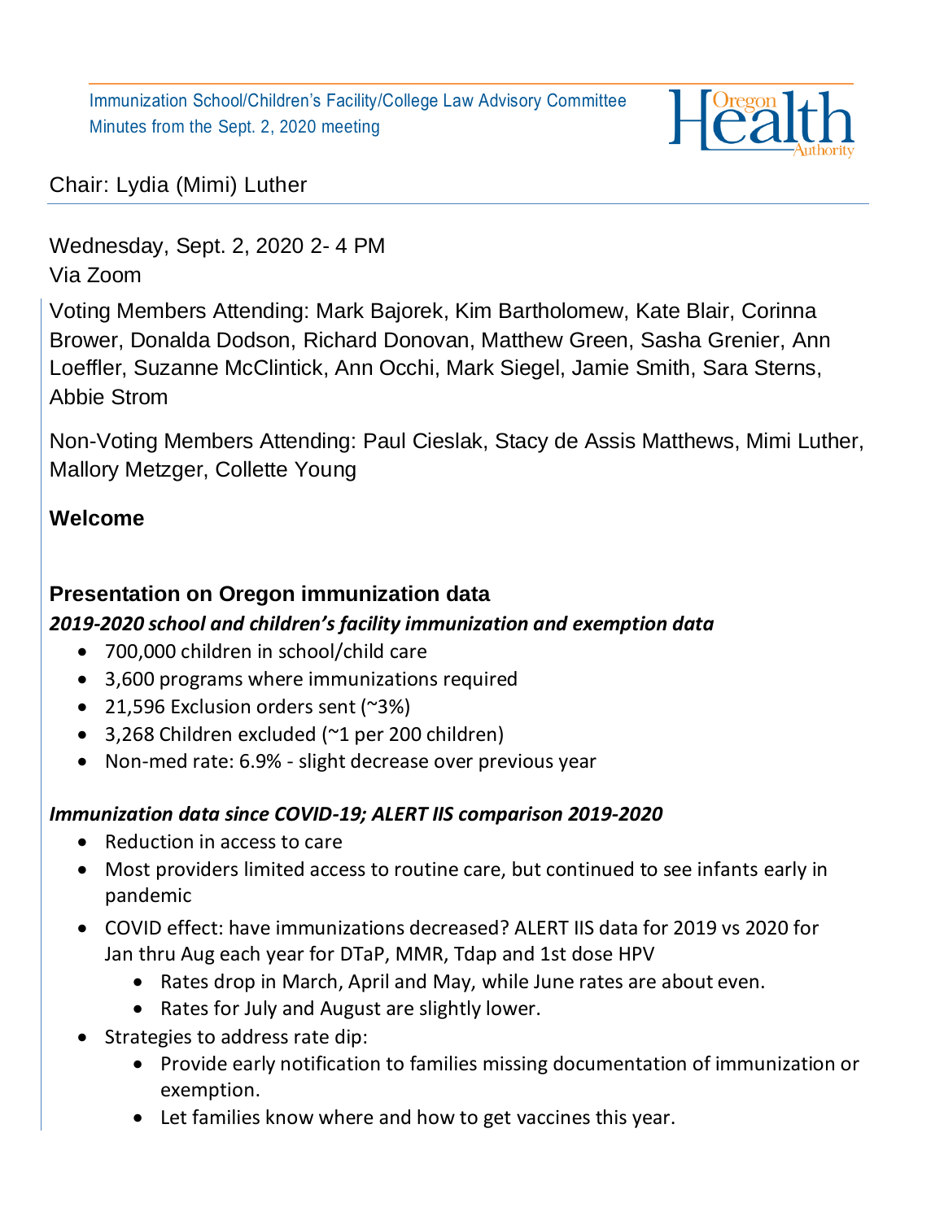Immunization School/Children's Facility/College Law Advisory Committee
Minutes from the Sept. 2, 2020 meeting

Chair: Lydia (Mimi) Luther

Wednesday, Sept. 2, 2020 2- 4 PM
Via Zoom

Voting Members Attending: Mark Bajorek, Kim Bartholomew, Kate Blair, Corinna Brower, Donalda Dodson, Richard Donovan, Matthew Green, Sasha Grenier, Ann Loeffler, Suzanne McClintick, Ann Occhi, Mark Siegel, Jamie Smith, Sara Sterns, Abbie Strom

Non-Voting Members Attending: Paul Cieslak, Stacy de Assis Matthews, Mimi Luther, Mallory Metzger, Collette Young

## Welcome

## Presentation on Oregon immunization data

### *2019-2020 school and children's facility immunization and exemption data*

- 700,000 children in school/child care
- 3,600 programs where immunizations required
- 21,596 Exclusion orders sent (~3%)
- 3,268 Children excluded (~1 per 200 children)
- Non-med rate: 6.9% - slight decrease over previous year

### *Immunization data since COVID-19; ALERT IIS comparison 2019-2020*

- Reduction in access to care
- Most providers limited access to routine care, but continued to see infants early in pandemic
- COVID effect: have immunizations decreased? ALERT IIS data for 2019 vs 2020 for Jan thru Aug each year for DTaP, MMR, Tdap and 1st dose HPV
  - Rates drop in March, April and May, while June rates are about even.
  - Rates for July and August are slightly lower.
- Strategies to address rate dip:
  - Provide early notification to families missing documentation of immunization or exemption.
  - Let families know where and how to get vaccines this year.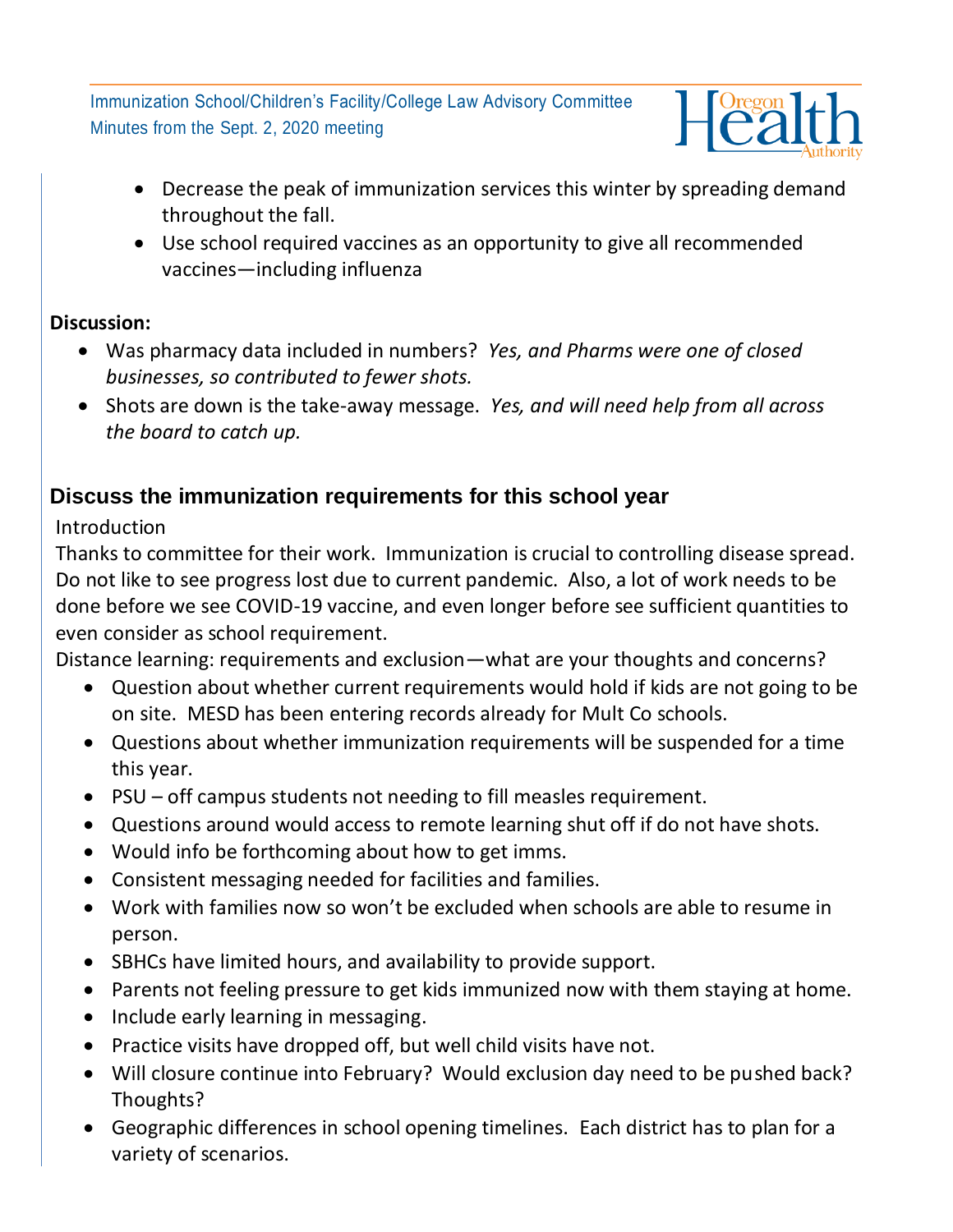- Decrease the peak of immunization services this winter by spreading demand throughout the fall.
- Use school required vaccines as an opportunity to give all recommended vaccines—including influenza

**Discussion:**

- Was pharmacy data included in numbers? *Yes, and Pharms were one of closed businesses, so contributed to fewer shots.*
- Shots are down is the take-away message. *Yes, and will need help from all across the board to catch up.*

## Discuss the immunization requirements for this school year

Introduction

Thanks to committee for their work. Immunization is crucial to controlling disease spread. Do not like to see progress lost due to current pandemic. Also, a lot of work needs to be done before we see COVID-19 vaccine, and even longer before see sufficient quantities to even consider as school requirement.

Distance learning: requirements and exclusion—what are your thoughts and concerns?

- Question about whether current requirements would hold if kids are not going to be on site. MESD has been entering records already for Mult Co schools.
- Questions about whether immunization requirements will be suspended for a time this year.
- PSU – off campus students not needing to fill measles requirement.
- Questions around would access to remote learning shut off if do not have shots.
- Would info be forthcoming about how to get imms.
- Consistent messaging needed for facilities and families.
- Work with families now so won't be excluded when schools are able to resume in person.
- SBHCs have limited hours, and availability to provide support.
- Parents not feeling pressure to get kids immunized now with them staying at home.
- Include early learning in messaging.
- Practice visits have dropped off, but well child visits have not.
- Will closure continue into February? Would exclusion day need to be pushed back? Thoughts?
- Geographic differences in school opening timelines. Each district has to plan for a variety of scenarios.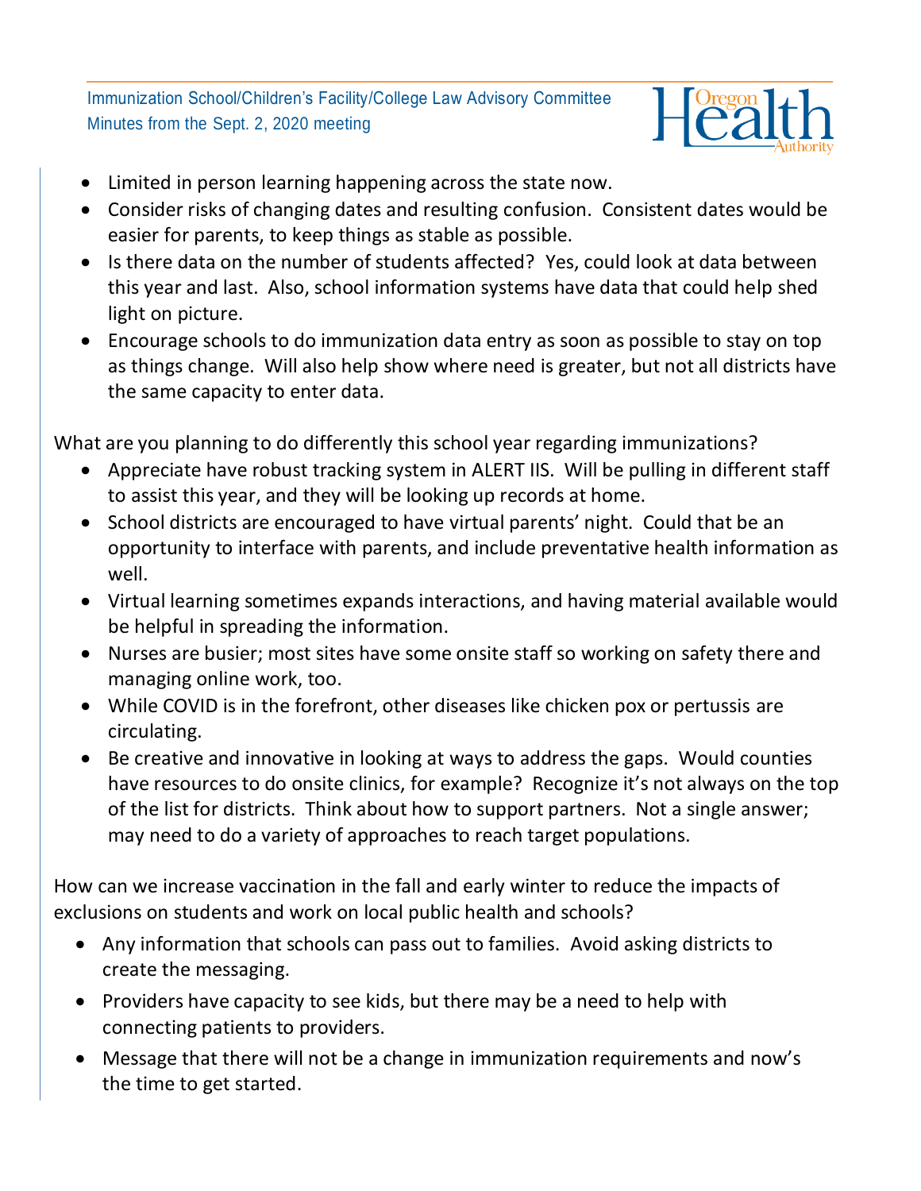- Limited in person learning happening across the state now.
- Consider risks of changing dates and resulting confusion. Consistent dates would be easier for parents, to keep things as stable as possible.
- Is there data on the number of students affected? Yes, could look at data between this year and last. Also, school information systems have data that could help shed light on picture.
- Encourage schools to do immunization data entry as soon as possible to stay on top as things change. Will also help show where need is greater, but not all districts have the same capacity to enter data.

What are you planning to do differently this school year regarding immunizations?

- Appreciate have robust tracking system in ALERT IIS. Will be pulling in different staff to assist this year, and they will be looking up records at home.
- School districts are encouraged to have virtual parents' night. Could that be an opportunity to interface with parents, and include preventative health information as well.
- Virtual learning sometimes expands interactions, and having material available would be helpful in spreading the information.
- Nurses are busier; most sites have some onsite staff so working on safety there and managing online work, too.
- While COVID is in the forefront, other diseases like chicken pox or pertussis are circulating.
- Be creative and innovative in looking at ways to address the gaps. Would counties have resources to do onsite clinics, for example? Recognize it's not always on the top of the list for districts. Think about how to support partners. Not a single answer; may need to do a variety of approaches to reach target populations.

How can we increase vaccination in the fall and early winter to reduce the impacts of exclusions on students and work on local public health and schools?

- Any information that schools can pass out to families. Avoid asking districts to create the messaging.
- Providers have capacity to see kids, but there may be a need to help with connecting patients to providers.
- Message that there will not be a change in immunization requirements and now's the time to get started.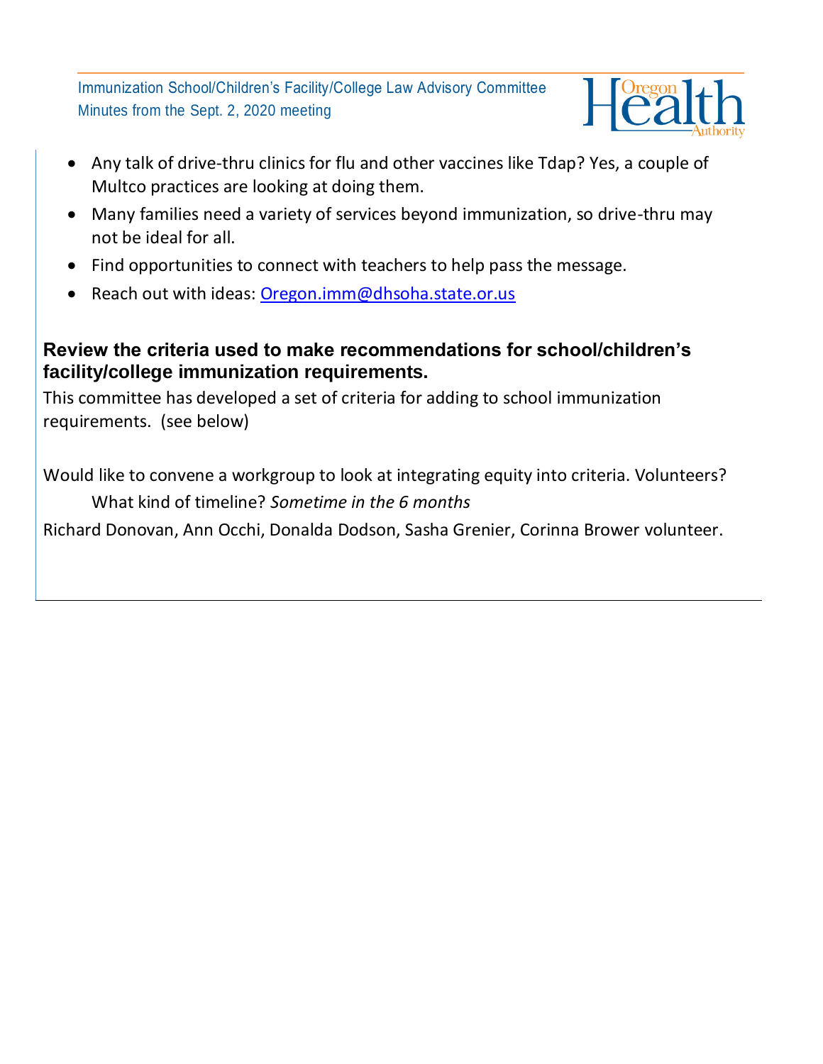- Any talk of drive-thru clinics for flu and other vaccines like Tdap? Yes, a couple of Multco practices are looking at doing them.
- Many families need a variety of services beyond immunization, so drive-thru may not be ideal for all.
- Find opportunities to connect with teachers to help pass the message.
- Reach out with ideas: [Oregon.imm@dhsoha.state.or.us](mailto:Oregon.imm@dhsoha.state.or.us)

## Review the criteria used to make recommendations for school/children's facility/college immunization requirements.

This committee has developed a set of criteria for adding to school immunization requirements. (see below)

Would like to convene a workgroup to look at integrating equity into criteria. Volunteers?

What kind of timeline? *Sometime in the 6 months*

Richard Donovan, Ann Occhi, Donalda Dodson, Sasha Grenier, Corinna Brower volunteer.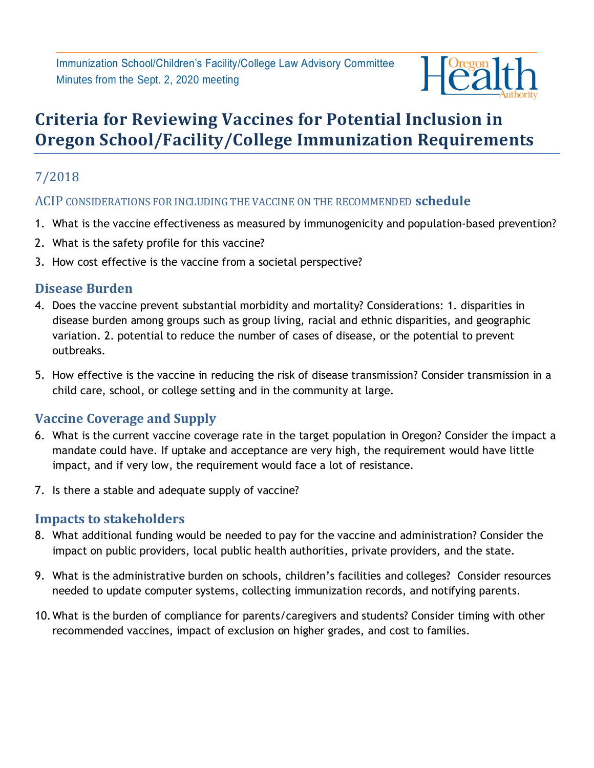# Criteria for Reviewing Vaccines for Potential Inclusion in Oregon School/Facility/College Immunization Requirements

## 7/2018

### ACIP considerations for including the vaccine on the recommended schedule

1. What is the vaccine effectiveness as measured by immunogenicity and population-based prevention?
2. What is the safety profile for this vaccine?
3. How cost effective is the vaccine from a societal perspective?

### Disease Burden

4. Does the vaccine prevent substantial morbidity and mortality? Considerations: 1. disparities in disease burden among groups such as group living, racial and ethnic disparities, and geographic variation. 2. potential to reduce the number of cases of disease, or the potential to prevent outbreaks.
5. How effective is the vaccine in reducing the risk of disease transmission? Consider transmission in a child care, school, or college setting and in the community at large.

### Vaccine Coverage and Supply

6. What is the current vaccine coverage rate in the target population in Oregon? Consider the impact a mandate could have. If uptake and acceptance are very high, the requirement would have little impact, and if very low, the requirement would face a lot of resistance.
7. Is there a stable and adequate supply of vaccine?

### Impacts to stakeholders

8. What additional funding would be needed to pay for the vaccine and administration? Consider the impact on public providers, local public health authorities, private providers, and the state.
9. What is the administrative burden on schools, children's facilities and colleges? Consider resources needed to update computer systems, collecting immunization records, and notifying parents.
10. What is the burden of compliance for parents/caregivers and students? Consider timing with other recommended vaccines, impact of exclusion on higher grades, and cost to families.